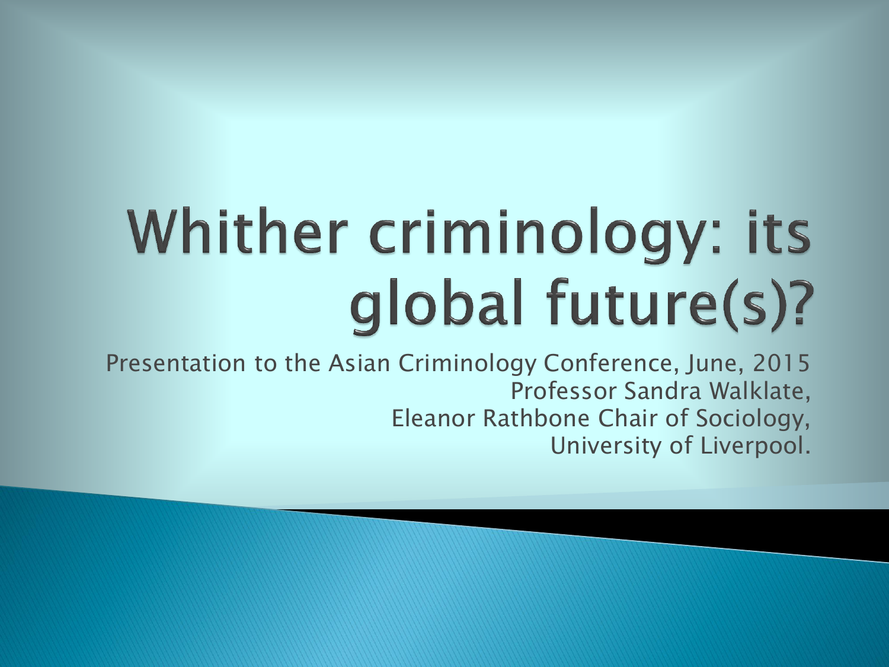# Whither criminology: its global future(s)?

Presentation to the Asian Criminology Conference, June, 2015

Professor Sandra Walklate,
Eleanor Rathbone Chair of Sociology,
University of Liverpool.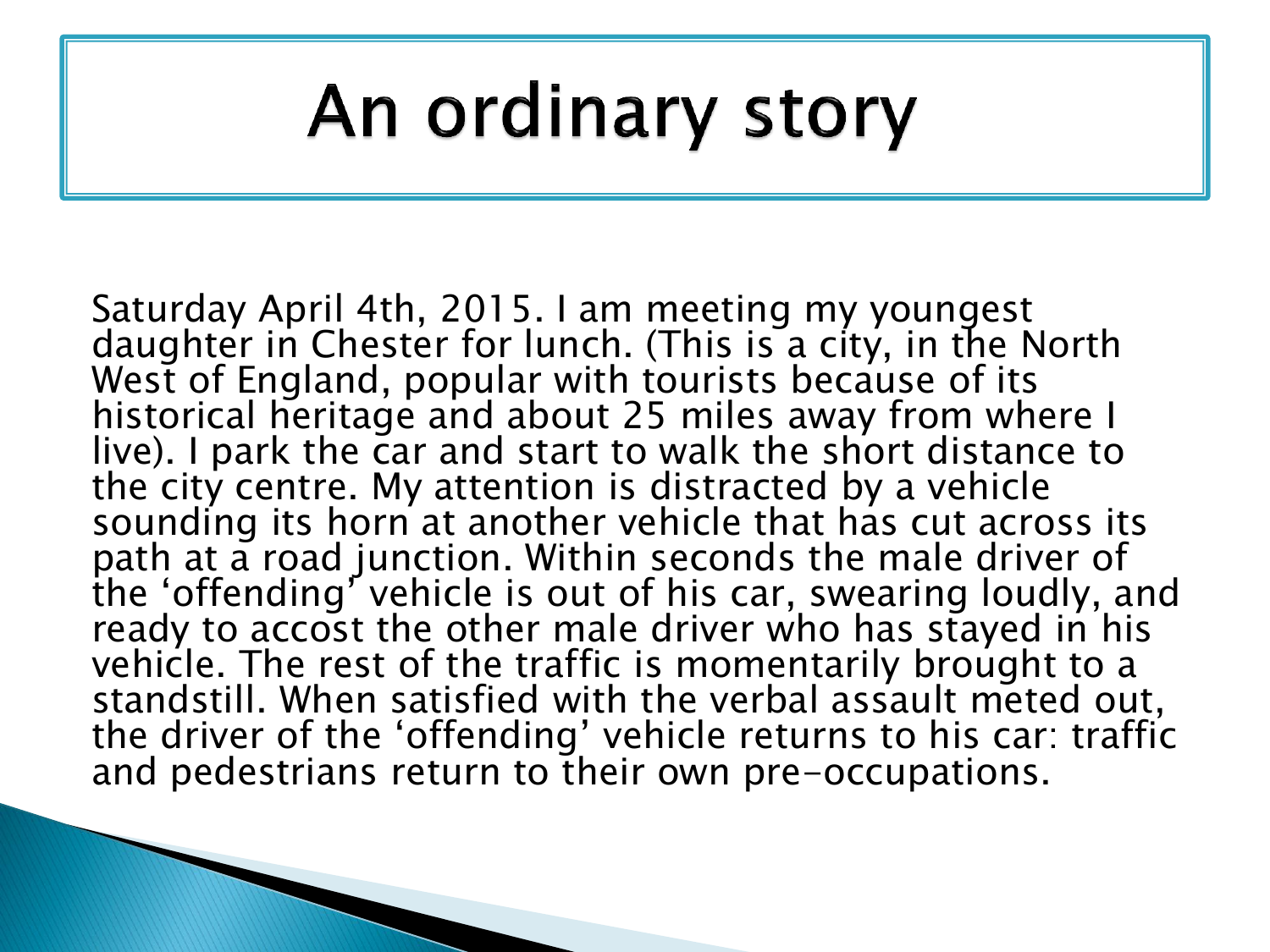# An ordinary story

Saturday April 4th, 2015. I am meeting my youngest daughter in Chester for lunch. (This is a city, in the North West of England, popular with tourists because of its historical heritage and about 25 miles away from where I live). I park the car and start to walk the short distance to the city centre. My attention is distracted by a vehicle sounding its horn at another vehicle that has cut across its path at a road junction. Within seconds the male driver of the 'offending' vehicle is out of his car, swearing loudly, and ready to accost the other male driver who has stayed in his vehicle. The rest of the traffic is momentarily brought to a standstill. When satisfied with the verbal assault meted out, the driver of the 'offending' vehicle returns to his car: traffic and pedestrians return to their own pre-occupations.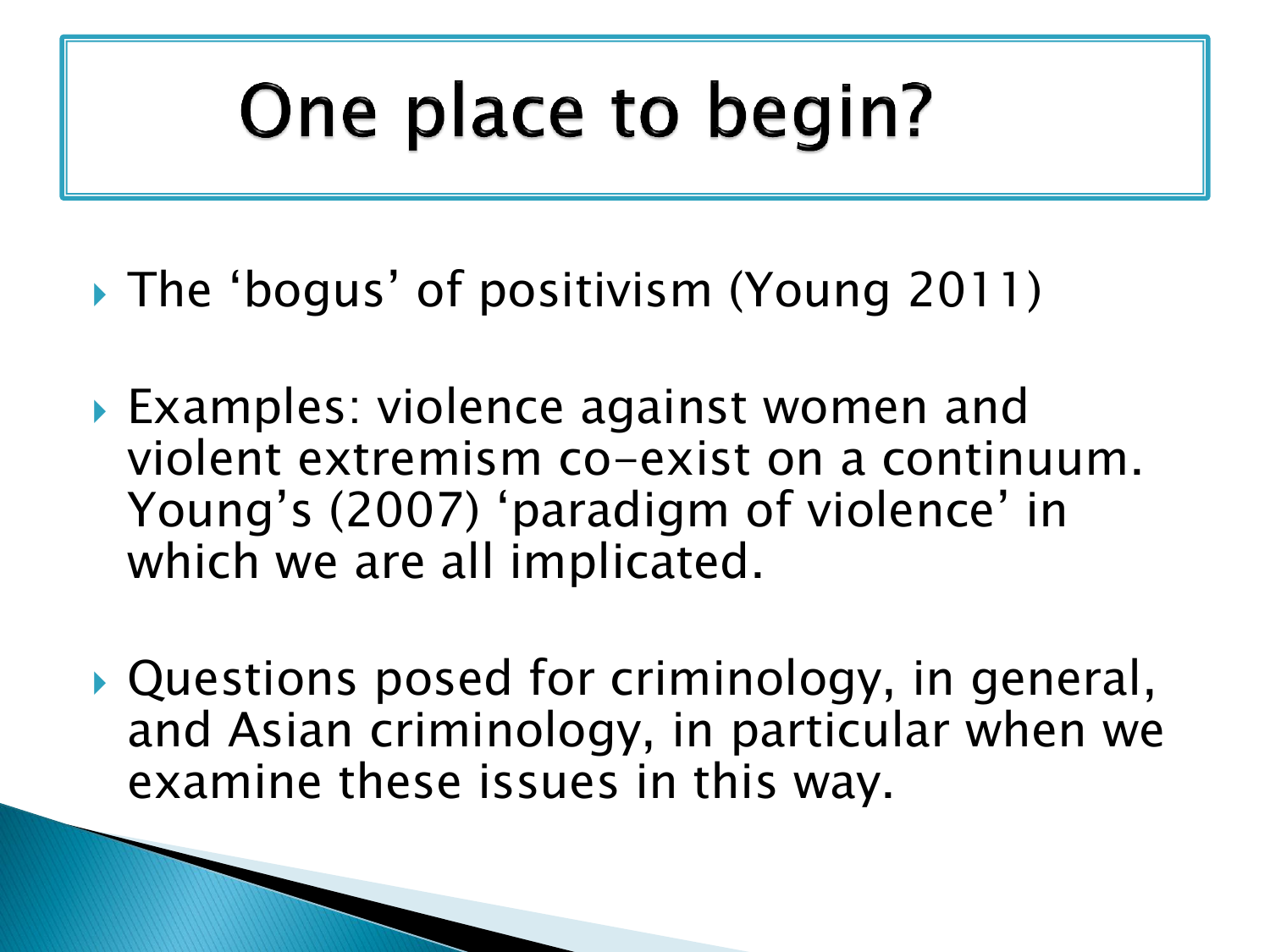# One place to begin?

- The ‘bogus’ of positivism (Young 2011)
- Examples: violence against women and violent extremism co-exist on a continuum. Young’s (2007) ‘paradigm of violence’ in which we are all implicated.
- Questions posed for criminology, in general, and Asian criminology, in particular when we examine these issues in this way.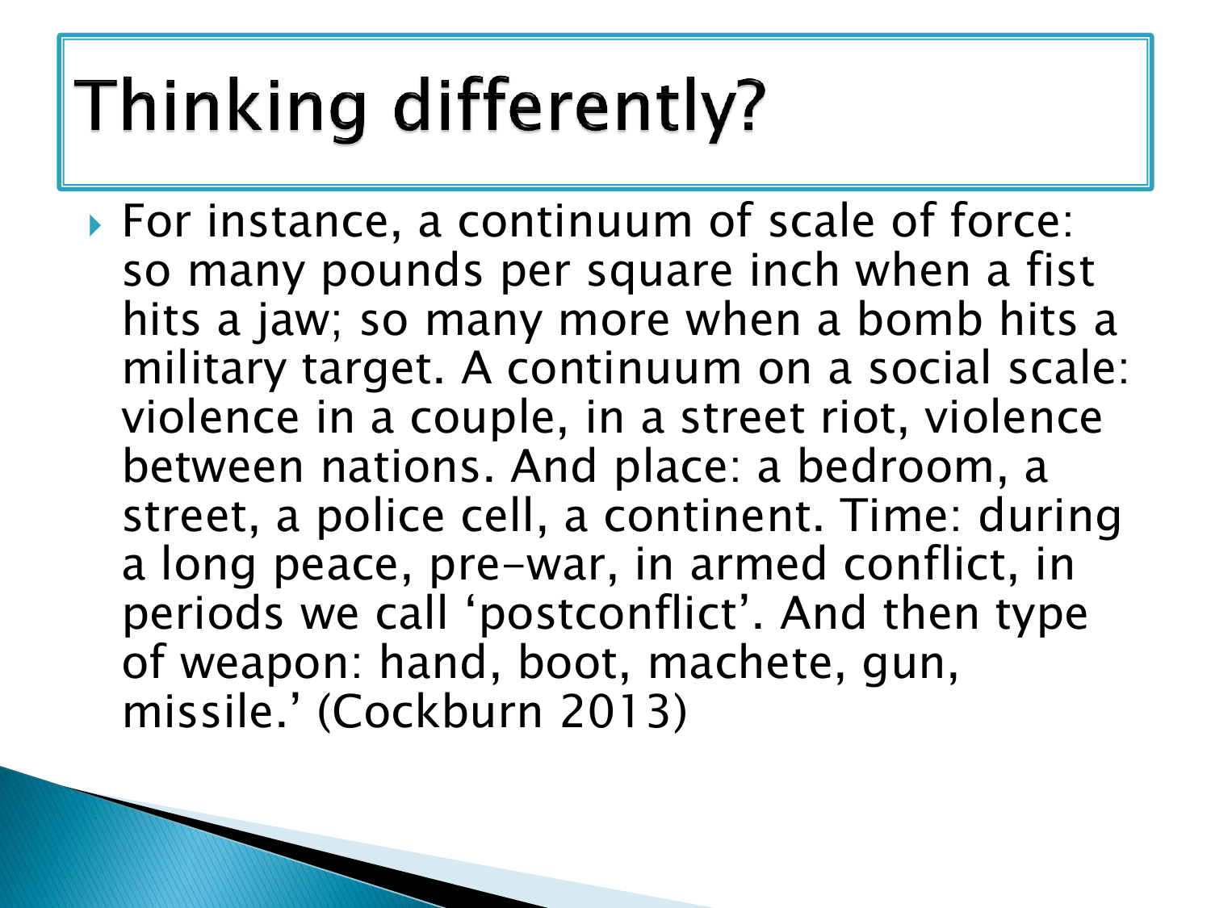# Thinking differently?

- For instance, a continuum of scale of force: so many pounds per square inch when a fist hits a jaw; so many more when a bomb hits a military target. A continuum on a social scale: violence in a couple, in a street riot, violence between nations. And place: a bedroom, a street, a police cell, a continent. Time: during a long peace, pre-war, in armed conflict, in periods we call 'postconflict'. And then type of weapon: hand, boot, machete, gun, missile.' (Cockburn 2013)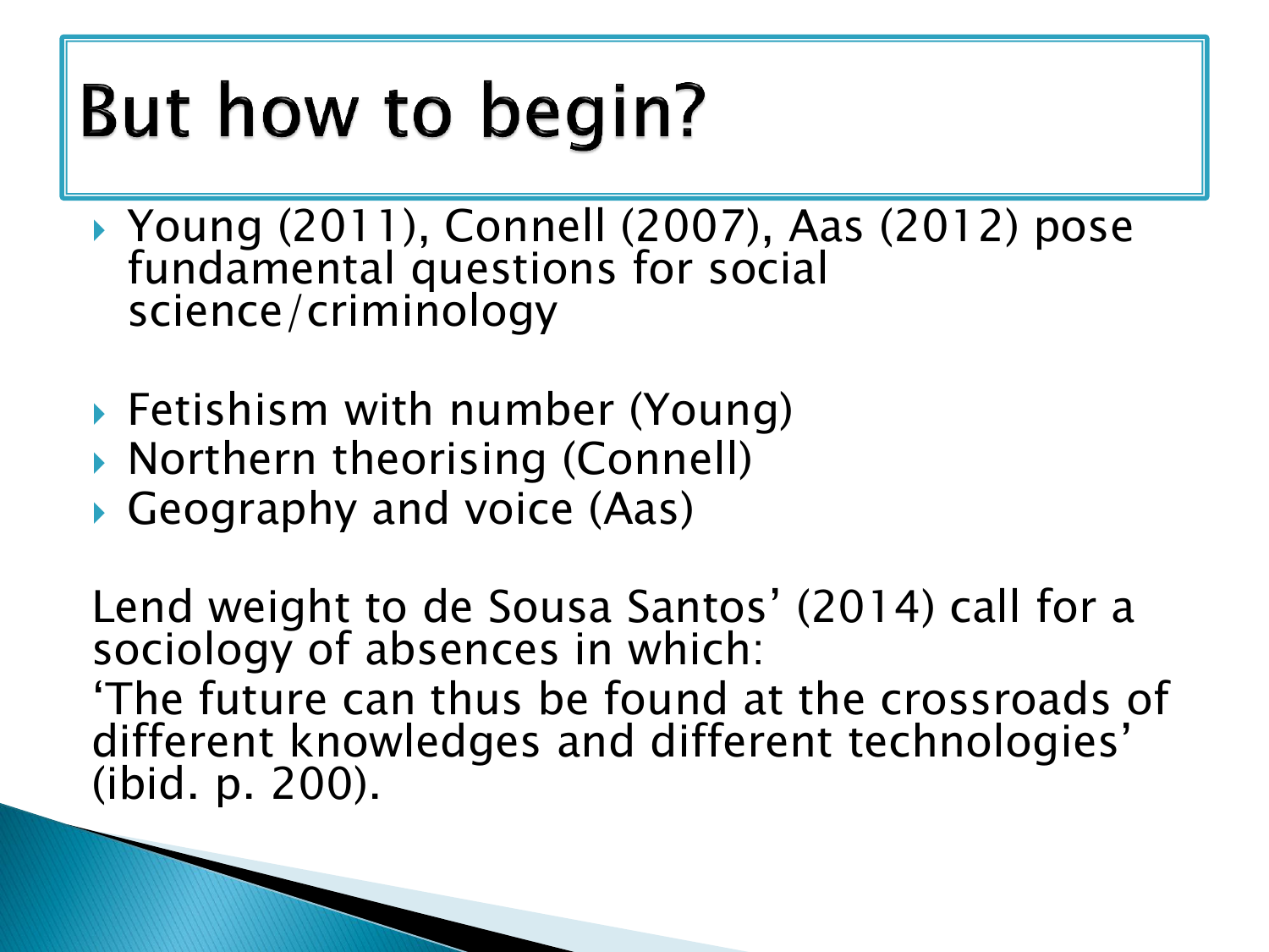# But how to begin?

- Young (2011), Connell (2007), Aas (2012) pose fundamental questions for social science/criminology

- Fetishism with number (Young)
- Northern theorising (Connell)
- Geography and voice (Aas)

Lend weight to de Sousa Santos' (2014) call for a sociology of absences in which:
'The future can thus be found at the crossroads of different knowledges and different technologies' (ibid. p. 200).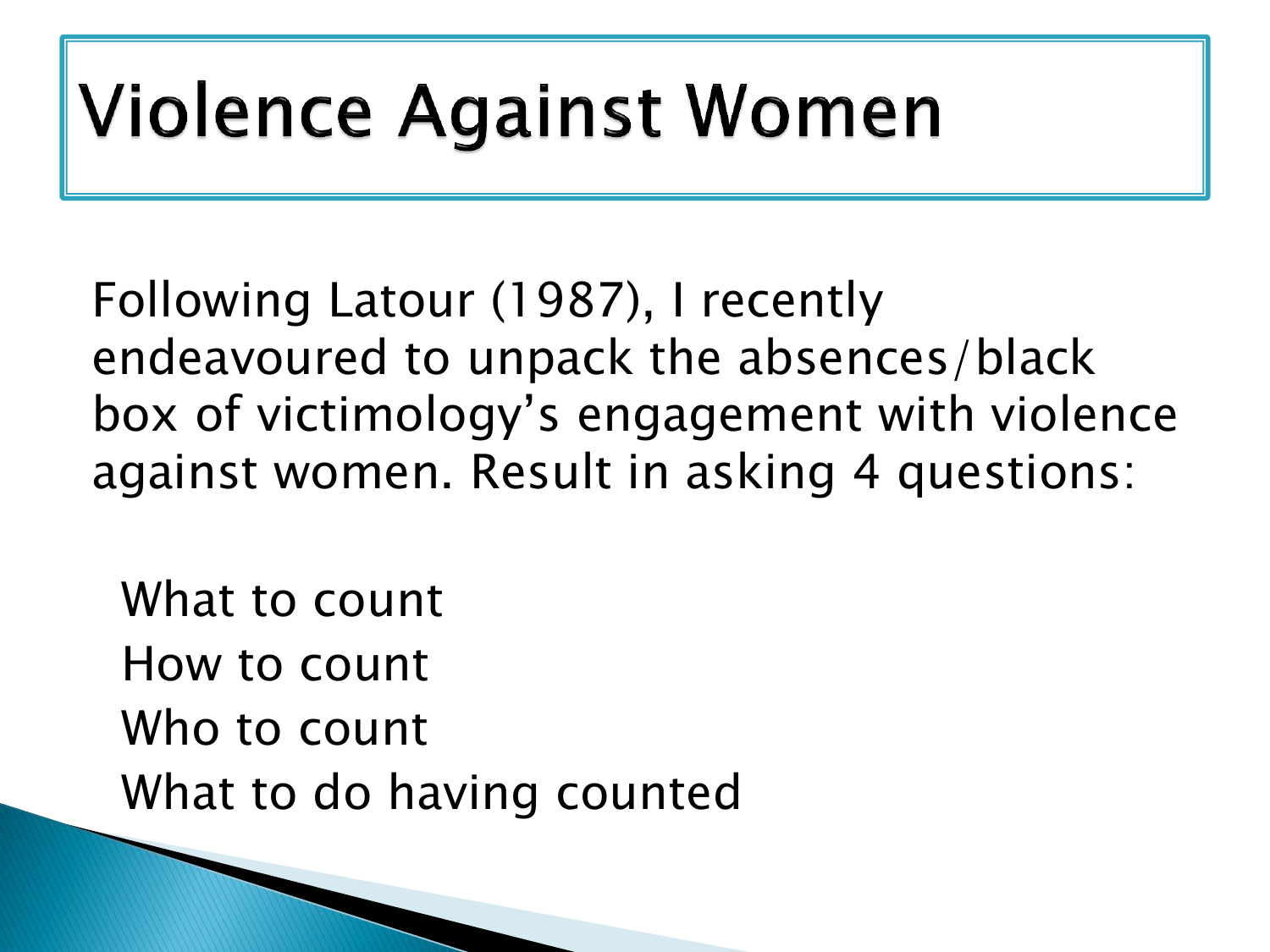# Violence Against Women

Following Latour (1987), I recently endeavoured to unpack the absences/black box of victimology's engagement with violence against women. Result in asking 4 questions:

- What to count
- How to count
- Who to count
- What to do having counted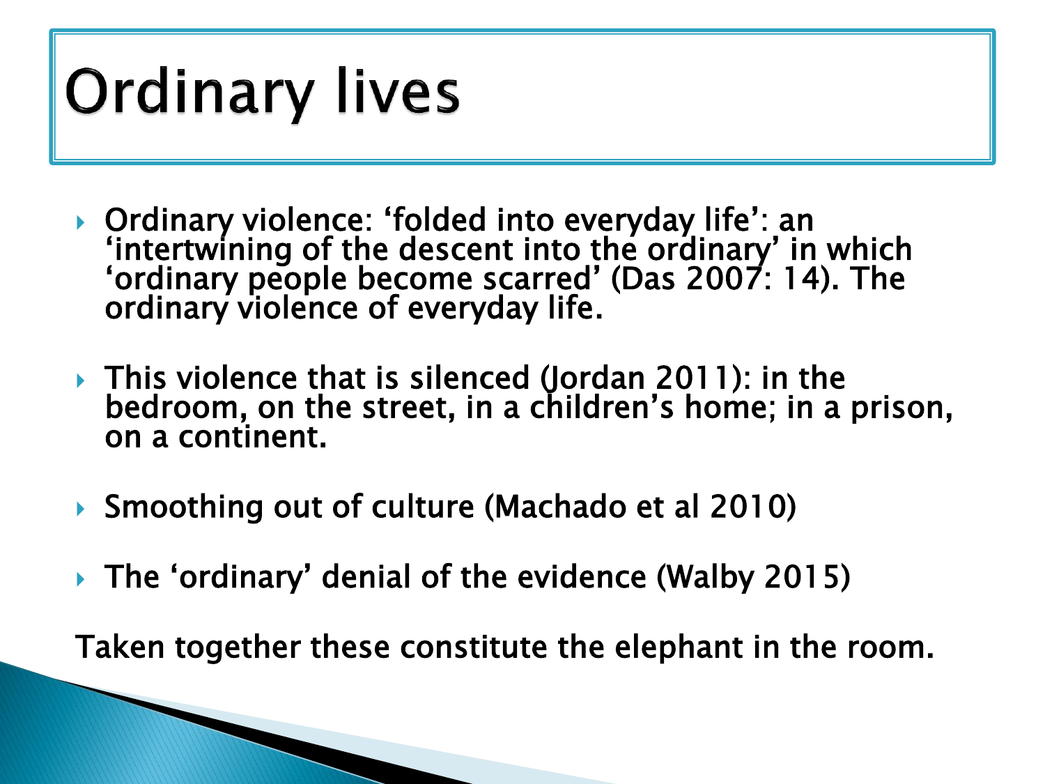# Ordinary lives

- Ordinary violence: 'folded into everyday life': an 'intertwining of the descent into the ordinary' in which 'ordinary people become scarred' (Das 2007: 14). The ordinary violence of everyday life.
- This violence that is silenced (Jordan 2011): in the bedroom, on the street, in a children's home; in a prison, on a continent.
- Smoothing out of culture (Machado et al 2010)
- The 'ordinary' denial of the evidence (Walby 2015)

Taken together these constitute the elephant in the room.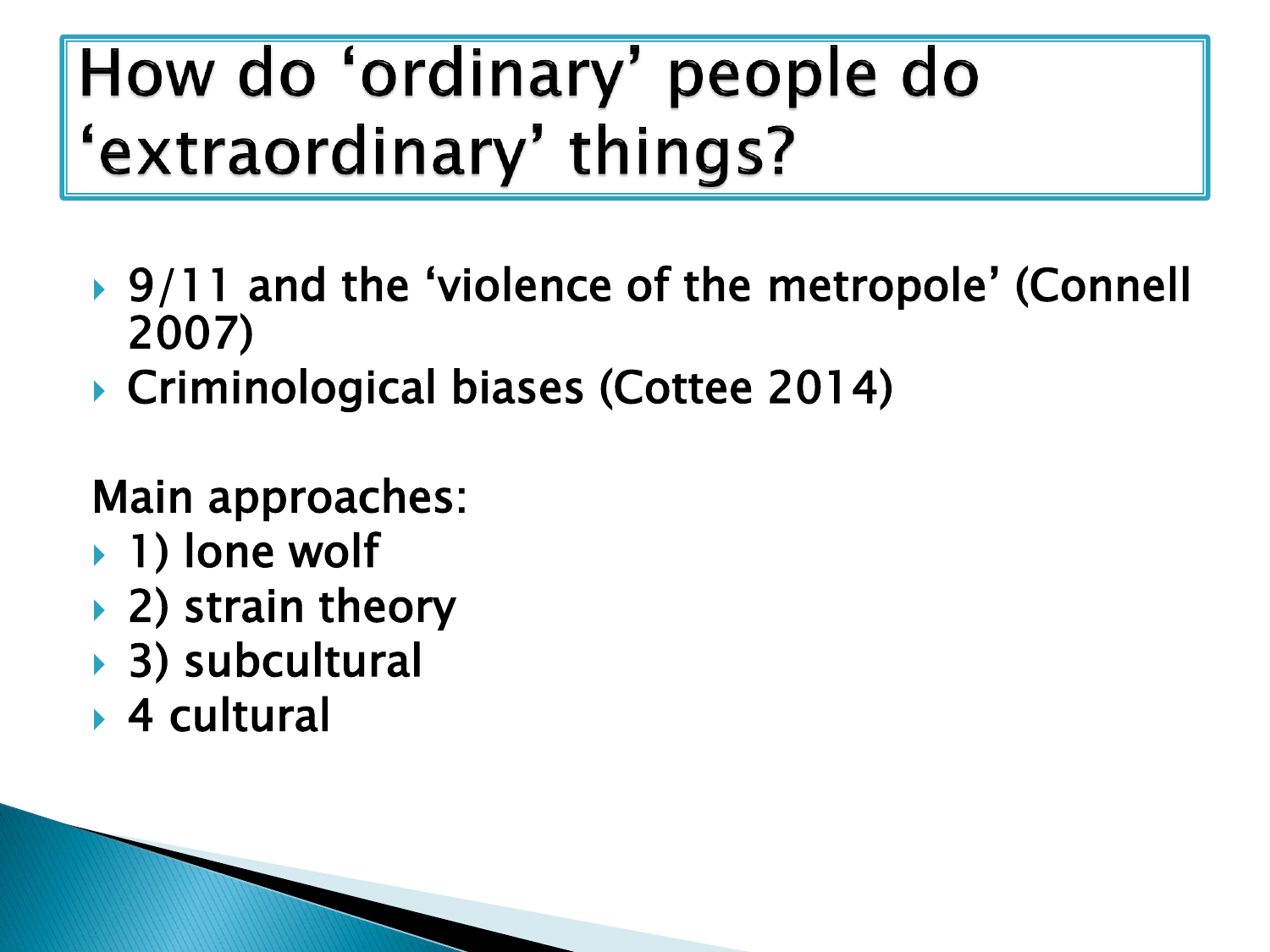# How do 'ordinary' people do 'extraordinary' things?

- 9/11 and the 'violence of the metropole' (Connell 2007)
- Criminological biases (Cottee 2014)

Main approaches:

- 1) lone wolf
- 2) strain theory
- 3) subcultural
- 4 cultural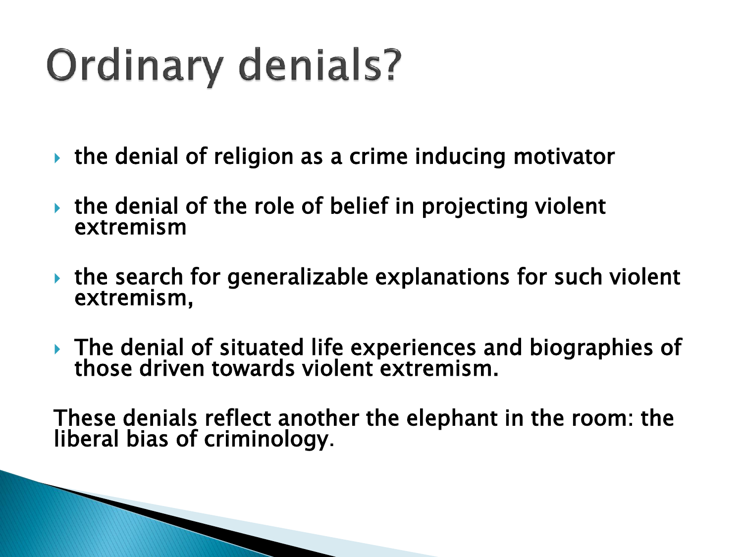# Ordinary denials?

- the denial of religion as a crime inducing motivator
- the denial of the role of belief in projecting violent extremism
- the search for generalizable explanations for such violent extremism,
- The denial of situated life experiences and biographies of those driven towards violent extremism.

These denials reflect another the elephant in the room: the liberal bias of criminology.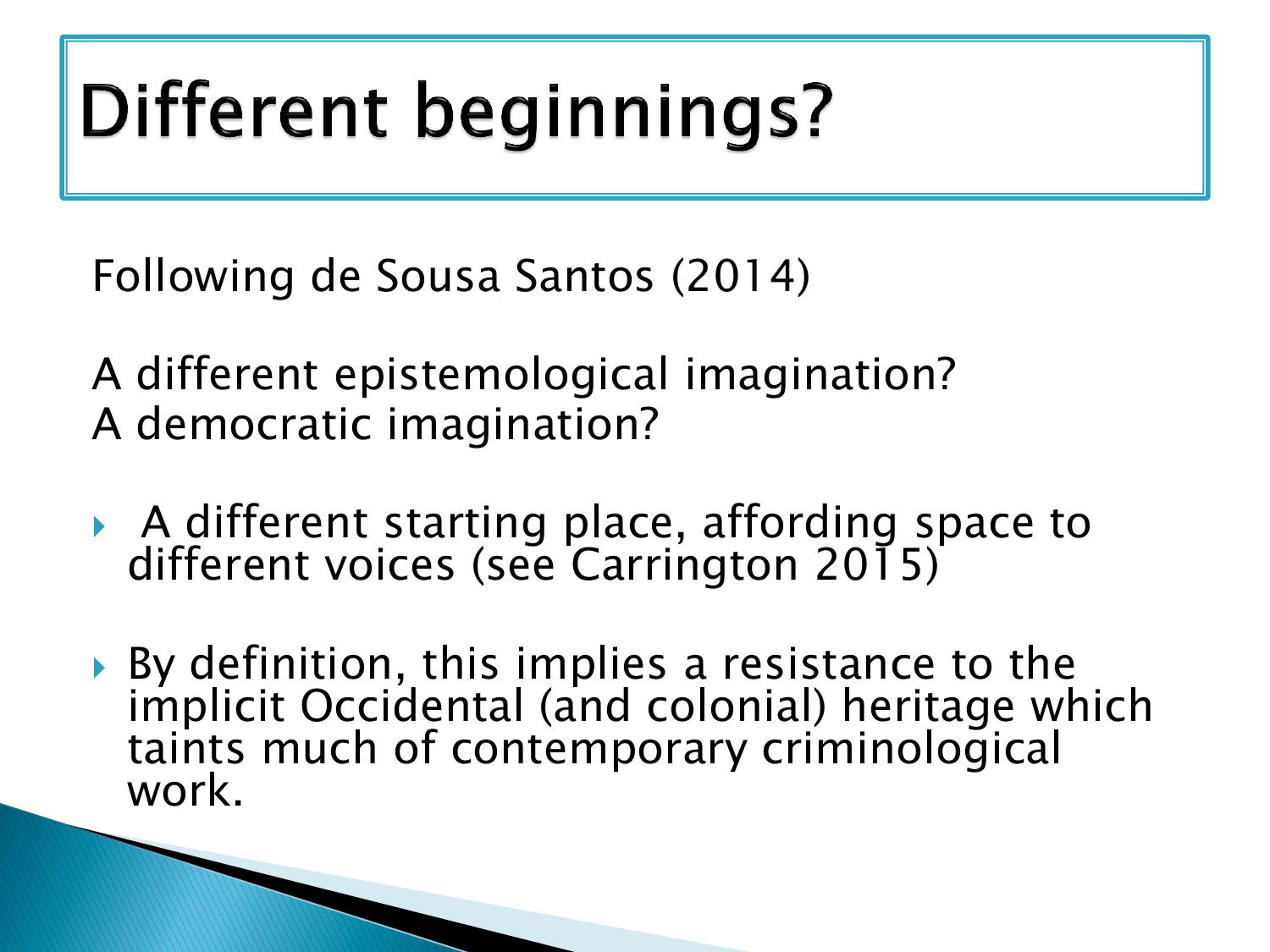# Different beginnings?

Following de Sousa Santos (2014)

A different epistemological imagination?
A democratic imagination?

- A different starting place, affording space to different voices (see Carrington 2015)
- By definition, this implies a resistance to the implicit Occidental (and colonial) heritage which taints much of contemporary criminological work.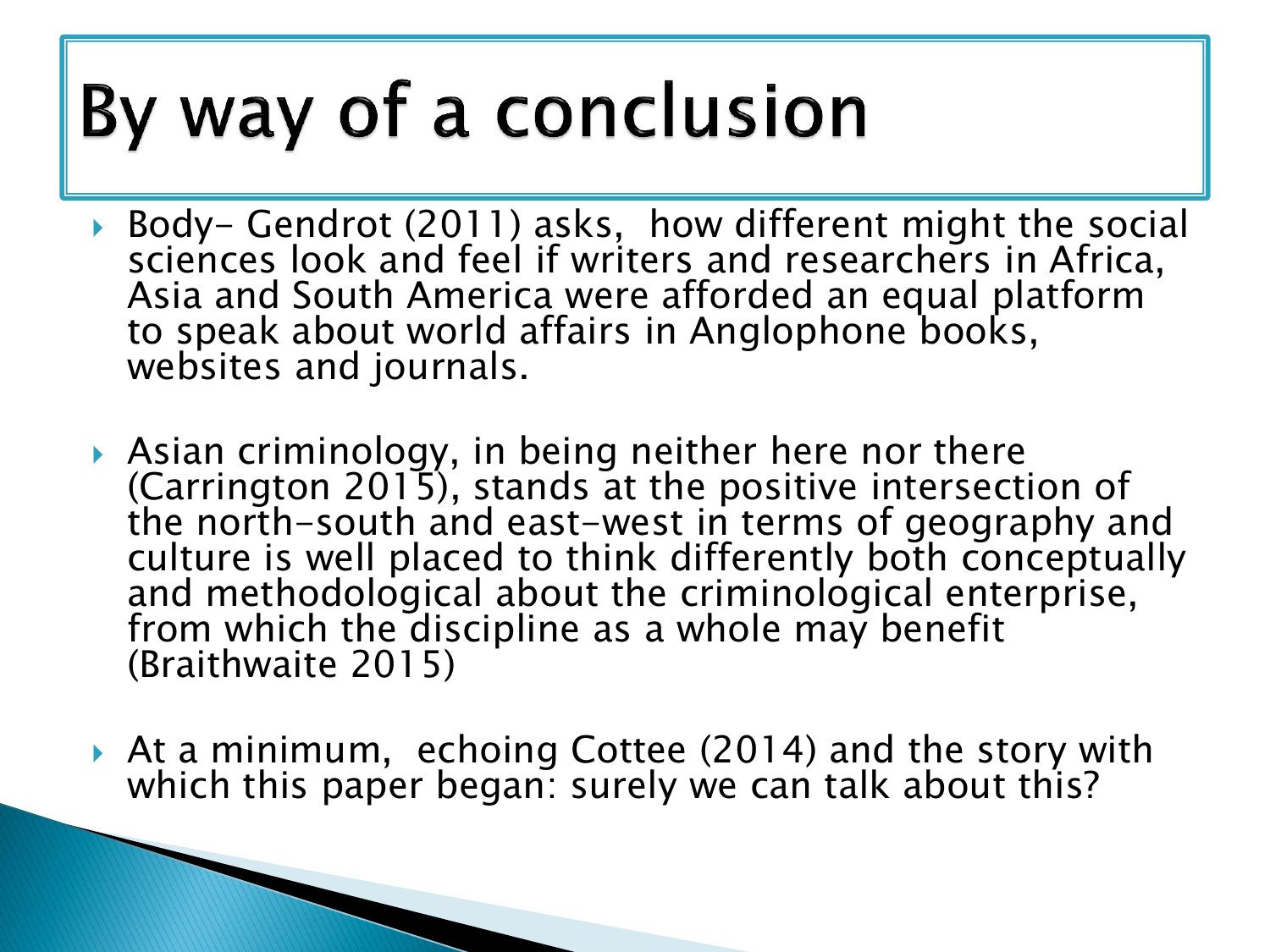# By way of a conclusion

- Body- Gendrot (2011) asks, how different might the social sciences look and feel if writers and researchers in Africa, Asia and South America were afforded an equal platform to speak about world affairs in Anglophone books, websites and journals.

- Asian criminology, in being neither here nor there (Carrington 2015), stands at the positive intersection of the north-south and east-west in terms of geography and culture is well placed to think differently both conceptually and methodological about the criminological enterprise, from which the discipline as a whole may benefit (Braithwaite 2015)

- At a minimum, echoing Cottee (2014) and the story with which this paper began: surely we can talk about this?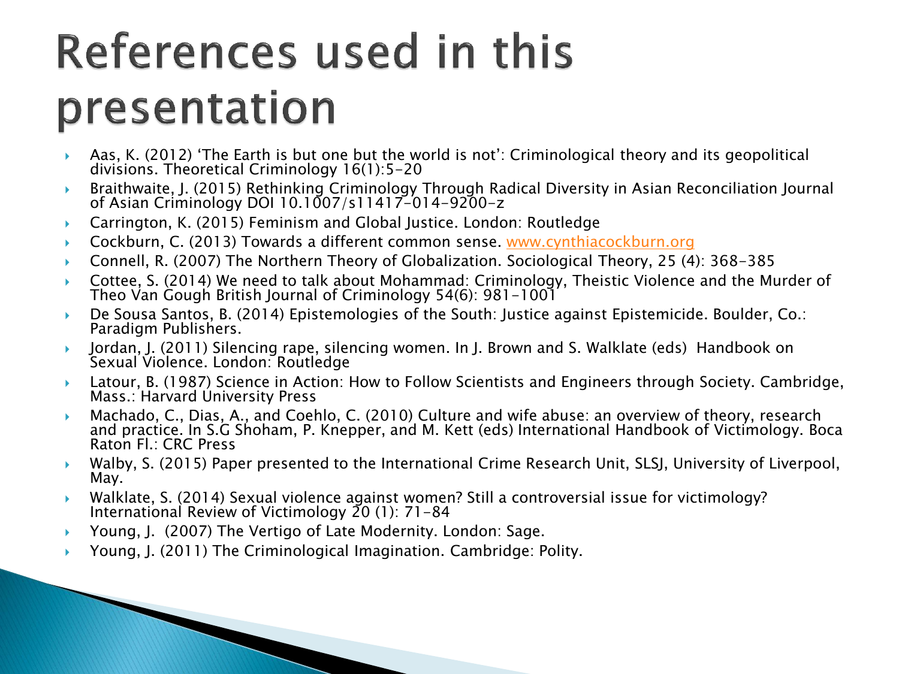# References used in this presentation

- Aas, K. (2012) 'The Earth is but one but the world is not': Criminological theory and its geopolitical divisions. Theoretical Criminology 16(1):5-20
- Braithwaite, J. (2015) Rethinking Criminology Through Radical Diversity in Asian Reconciliation Journal of Asian Criminology DOI 10.1007/s11417-014-9200-z
- Carrington, K. (2015) Feminism and Global Justice. London: Routledge
- Cockburn, C. (2013) Towards a different common sense. www.cynthiacockburn.org
- Connell, R. (2007) The Northern Theory of Globalization. Sociological Theory, 25 (4): 368-385
- Cottee, S. (2014) We need to talk about Mohammad: Criminology, Theistic Violence and the Murder of Theo Van Gough British Journal of Criminology 54(6): 981-1001
- De Sousa Santos, B. (2014) Epistemologies of the South: Justice against Epistemicide. Boulder, Co.: Paradigm Publishers.
- Jordan, J. (2011) Silencing rape, silencing women. In J. Brown and S. Walklate (eds) Handbook on Sexual Violence. London: Routledge
- Latour, B. (1987) Science in Action: How to Follow Scientists and Engineers through Society. Cambridge, Mass.: Harvard University Press
- Machado, C., Dias, A., and Coehlo, C. (2010) Culture and wife abuse: an overview of theory, research and practice. In S.G Shoham, P. Knepper, and M. Kett (eds) International Handbook of Victimology. Boca Raton Fl.: CRC Press
- Walby, S. (2015) Paper presented to the International Crime Research Unit, SLSJ, University of Liverpool, May.
- Walklate, S. (2014) Sexual violence against women? Still a controversial issue for victimology? International Review of Victimology 20 (1): 71-84
- Young, J. (2007) The Vertigo of Late Modernity. London: Sage.
- Young, J. (2011) The Criminological Imagination. Cambridge: Polity.